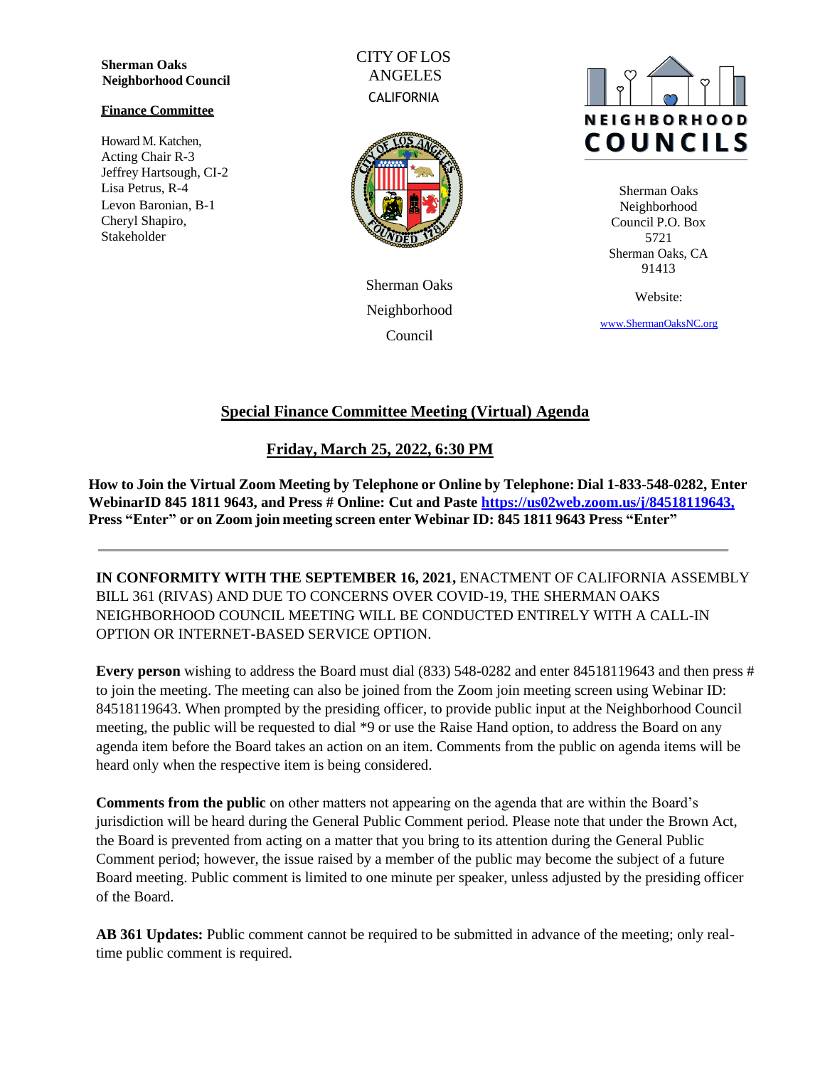**Sherman Oaks Neighborhood Council**

**Finance Committee**

Howard M. Katchen, Acting Chair R-3
Jeffrey Hartsough, CI-2
Lisa Petrus, R-4
Levon Baronian, B-1
Cheryl Shapiro, Stakeholder

CITY OF LOS ANGELES
CALIFORNIA

Sherman Oaks Neighborhood Council

NEIGHBORHOOD COUNCILS

Sherman Oaks Neighborhood Council P.O. Box 5721
Sherman Oaks, CA 91413

Website:

[www.ShermanOaksNC.org](http://www.ShermanOaksNC.org)

## Special Finance Committee Meeting (Virtual) Agenda

### Friday, March 25, 2022, 6:30 PM

**How to Join the Virtual Zoom Meeting by Telephone or Online by Telephone: Dial 1-833-548-0282, Enter WebinarID 845 1811 9643, and Press # Online: Cut and Paste [https://us02web.zoom.us/j/84518119643,](https://us02web.zoom.us/j/84518119643) Press "Enter" or on Zoom join meeting screen enter Webinar ID: 845 1811 9643 Press "Enter"**

---

**IN CONFORMITY WITH THE SEPTEMBER 16, 2021,** ENACTMENT OF CALIFORNIA ASSEMBLY BILL 361 (RIVAS) AND DUE TO CONCERNS OVER COVID-19, THE SHERMAN OAKS NEIGHBORHOOD COUNCIL MEETING WILL BE CONDUCTED ENTIRELY WITH A CALL-IN OPTION OR INTERNET-BASED SERVICE OPTION.

**Every person** wishing to address the Board must dial (833) 548-0282 and enter 84518119643 and then press # to join the meeting. The meeting can also be joined from the Zoom join meeting screen using Webinar ID: 84518119643. When prompted by the presiding officer, to provide public input at the Neighborhood Council meeting, the public will be requested to dial *9 or use the Raise Hand option, to address the Board on any agenda item before the Board takes an action on an item. Comments from the public on agenda items will be heard only when the respective item is being considered.

**Comments from the public** on other matters not appearing on the agenda that are within the Board's jurisdiction will be heard during the General Public Comment period. Please note that under the Brown Act, the Board is prevented from acting on a matter that you bring to its attention during the General Public Comment period; however, the issue raised by a member of the public may become the subject of a future Board meeting. Public comment is limited to one minute per speaker, unless adjusted by the presiding officer of the Board.

**AB 361 Updates:** Public comment cannot be required to be submitted in advance of the meeting; only real-time public comment is required.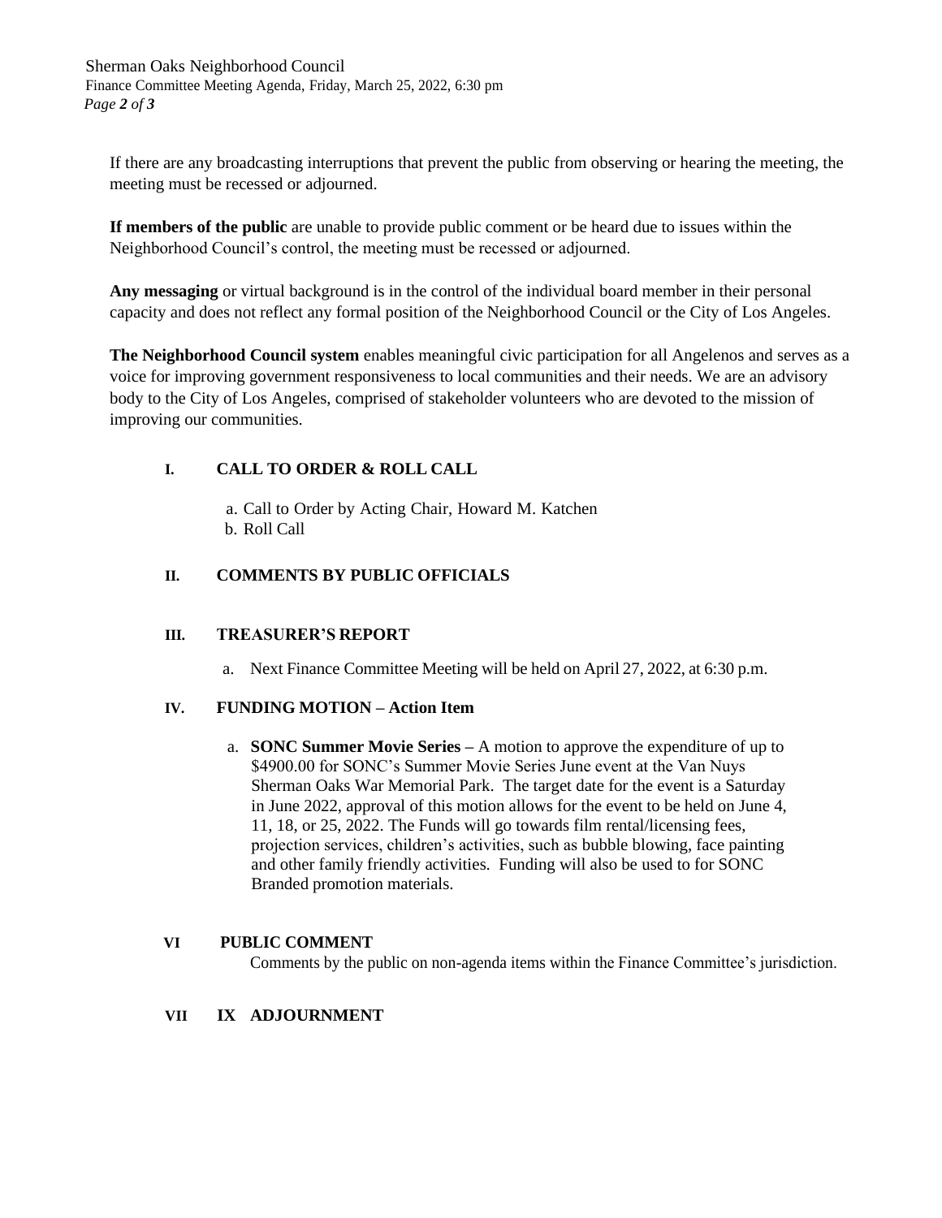If there are any broadcasting interruptions that prevent the public from observing or hearing the meeting, the meeting must be recessed or adjourned.

**If members of the public** are unable to provide public comment or be heard due to issues within the Neighborhood Council's control, the meeting must be recessed or adjourned.

**Any messaging** or virtual background is in the control of the individual board member in their personal capacity and does not reflect any formal position of the Neighborhood Council or the City of Los Angeles.

**The Neighborhood Council system** enables meaningful civic participation for all Angelenos and serves as a voice for improving government responsiveness to local communities and their needs. We are an advisory body to the City of Los Angeles, comprised of stakeholder volunteers who are devoted to the mission of improving our communities.

## I. CALL TO ORDER & ROLL CALL

a. Call to Order by Acting Chair, Howard M. Katchen
b. Roll Call

## II. COMMENTS BY PUBLIC OFFICIALS

## III. TREASURER'S REPORT

a. Next Finance Committee Meeting will be held on April 27, 2022, at 6:30 p.m.

## IV. FUNDING MOTION – Action Item

a. **SONC Summer Movie Series –** A motion to approve the expenditure of up to $4900.00 for SONC's Summer Movie Series June event at the Van Nuys Sherman Oaks War Memorial Park. The target date for the event is a Saturday in June 2022, approval of this motion allows for the event to be held on June 4, 11, 18, or 25, 2022. The Funds will go towards film rental/licensing fees, projection services, children's activities, such as bubble blowing, face painting and other family friendly activities. Funding will also be used to for SONC Branded promotion materials.

## VI PUBLIC COMMENT

Comments by the public on non-agenda items within the Finance Committee's jurisdiction.

## VII IX ADJOURNMENT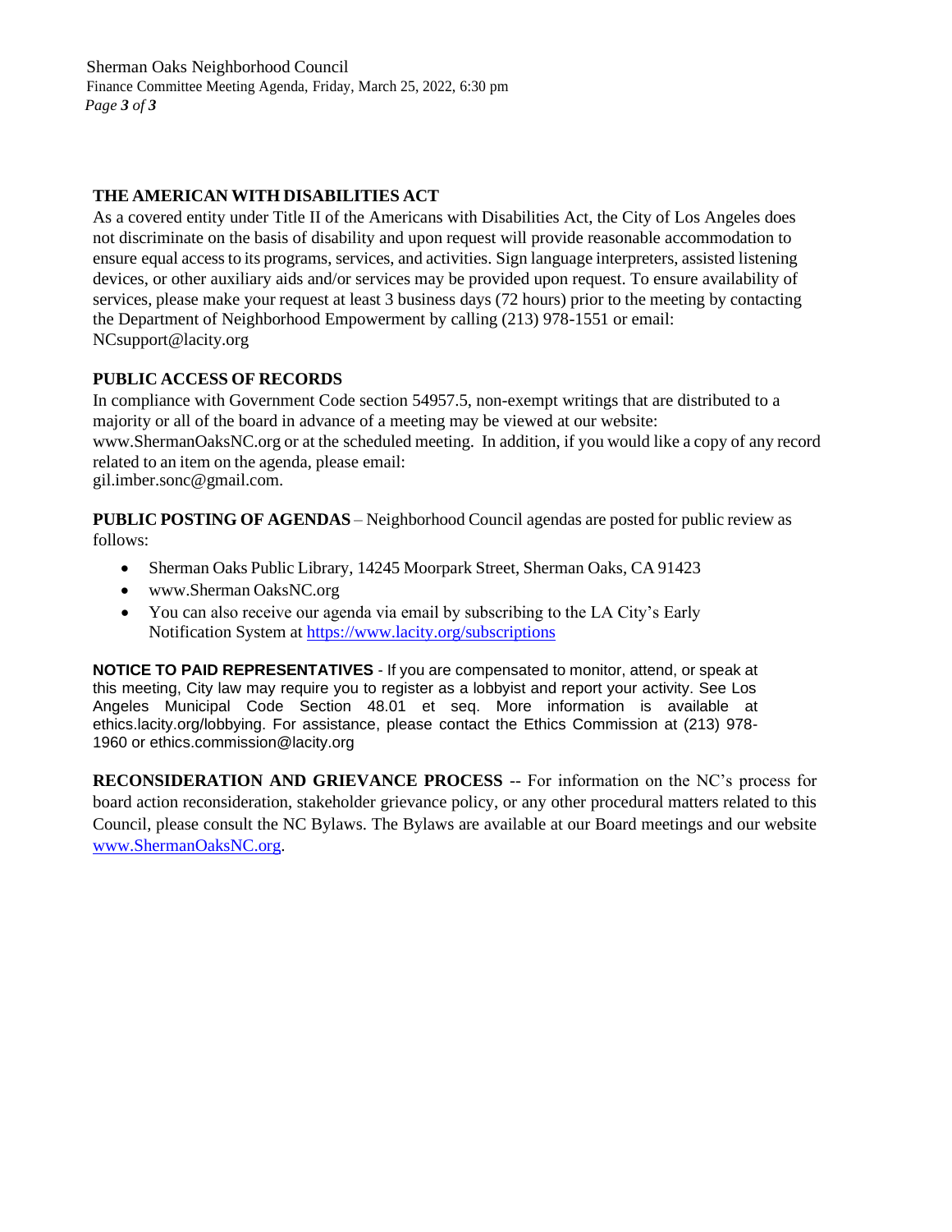**THE AMERICAN WITH DISABILITIES ACT**

As a covered entity under Title II of the Americans with Disabilities Act, the City of Los Angeles does not discriminate on the basis of disability and upon request will provide reasonable accommodation to ensure equal access to its programs, services, and activities. Sign language interpreters, assisted listening devices, or other auxiliary aids and/or services may be provided upon request. To ensure availability of services, please make your request at least 3 business days (72 hours) prior to the meeting by contacting the Department of Neighborhood Empowerment by calling (213) 978-1551 or email: NCsupport@lacity.org

**PUBLIC ACCESS OF RECORDS**

In compliance with Government Code section 54957.5, non-exempt writings that are distributed to a majority or all of the board in advance of a meeting may be viewed at our website: www.ShermanOaksNC.org or at the scheduled meeting. In addition, if you would like a copy of any record related to an item on the agenda, please email: gil.imber.sonc@gmail.com.

**PUBLIC POSTING OF AGENDAS** – Neighborhood Council agendas are posted for public review as follows:

- Sherman Oaks Public Library, 14245 Moorpark Street, Sherman Oaks, CA 91423
- www.Sherman OaksNC.org
- You can also receive our agenda via email by subscribing to the LA City's Early Notification System at https://www.lacity.org/subscriptions

**NOTICE TO PAID REPRESENTATIVES** - If you are compensated to monitor, attend, or speak at this meeting, City law may require you to register as a lobbyist and report your activity. See Los Angeles Municipal Code Section 48.01 et seq. More information is available at ethics.lacity.org/lobbying. For assistance, please contact the Ethics Commission at (213) 978-1960 or ethics.commission@lacity.org

**RECONSIDERATION AND GRIEVANCE PROCESS** -- For information on the NC's process for board action reconsideration, stakeholder grievance policy, or any other procedural matters related to this Council, please consult the NC Bylaws. The Bylaws are available at our Board meetings and our website www.ShermanOaksNC.org.